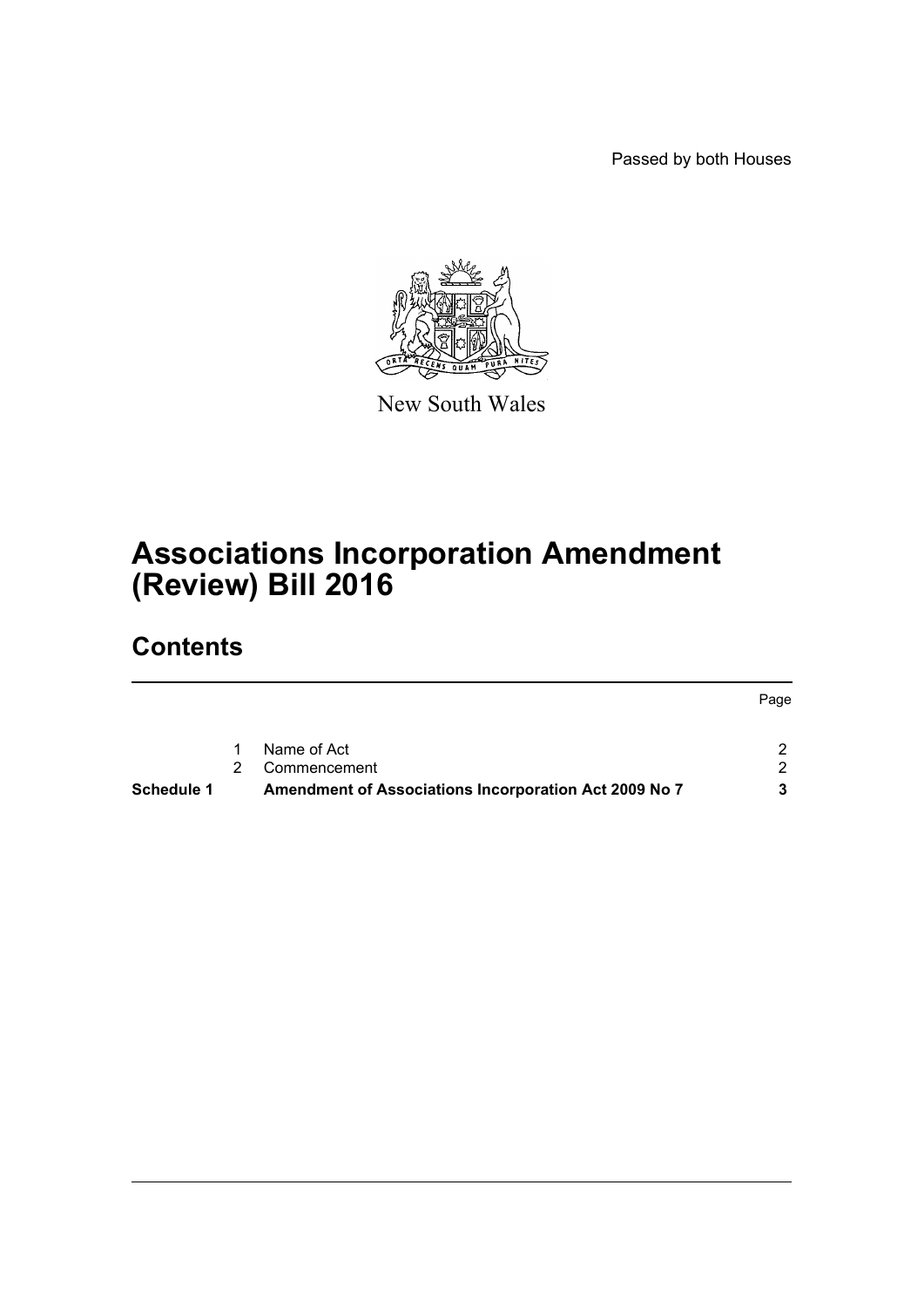Passed by both Houses

New South Wales

# Associations Incorporation Amendment (Review) Bill 2016

## Contents

| | | | Page |
|---|---|---|---|
| | 1 | Name of Act | 2 |
| | 2 | Commencement | 2 |
| **Schedule 1** | | **Amendment of Associations Incorporation Act 2009 No 7** | **3** |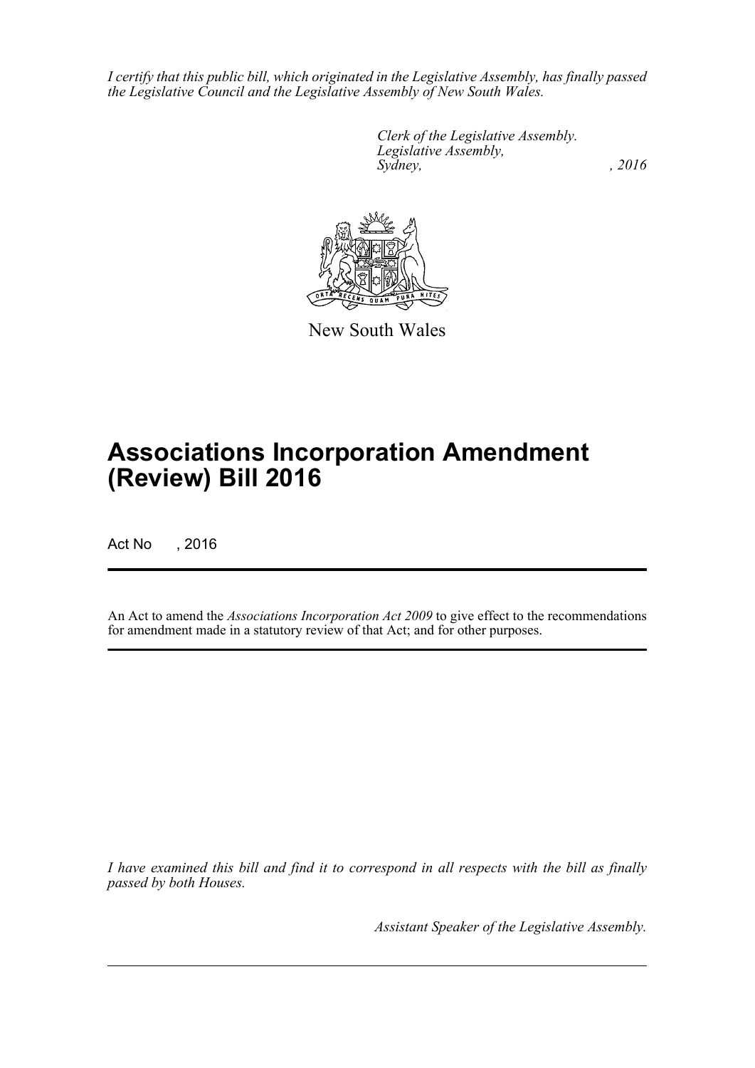*I certify that this public bill, which originated in the Legislative Assembly, has finally passed the Legislative Council and the Legislative Assembly of New South Wales.*

*Clerk of the Legislative Assembly.*
*Legislative Assembly,*
*Sydney, , 2016*

New South Wales

# Associations Incorporation Amendment (Review) Bill 2016

Act No , 2016

An Act to amend the *Associations Incorporation Act 2009* to give effect to the recommendations for amendment made in a statutory review of that Act; and for other purposes.

*I have examined this bill and find it to correspond in all respects with the bill as finally passed by both Houses.*

*Assistant Speaker of the Legislative Assembly.*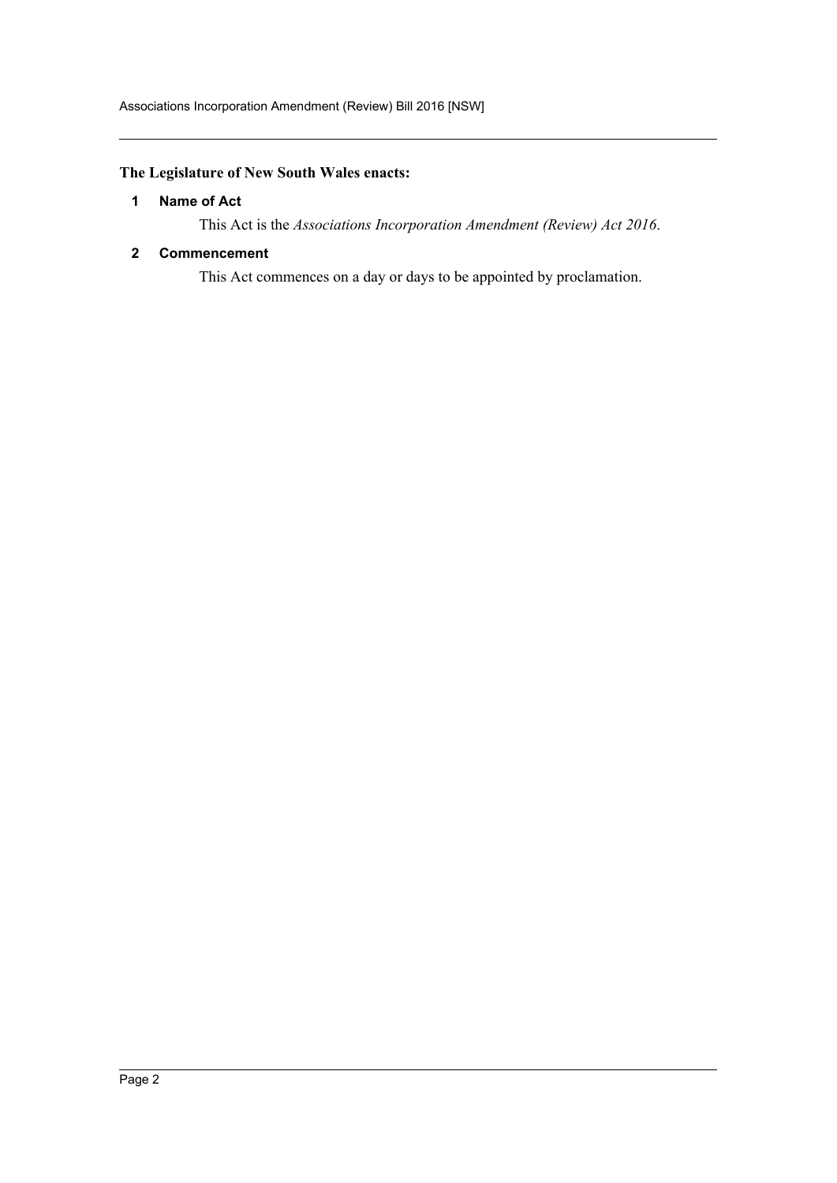**The Legislature of New South Wales enacts:**

## 1 Name of Act

This Act is the *Associations Incorporation Amendment (Review) Act 2016*.

## 2 Commencement

This Act commences on a day or days to be appointed by proclamation.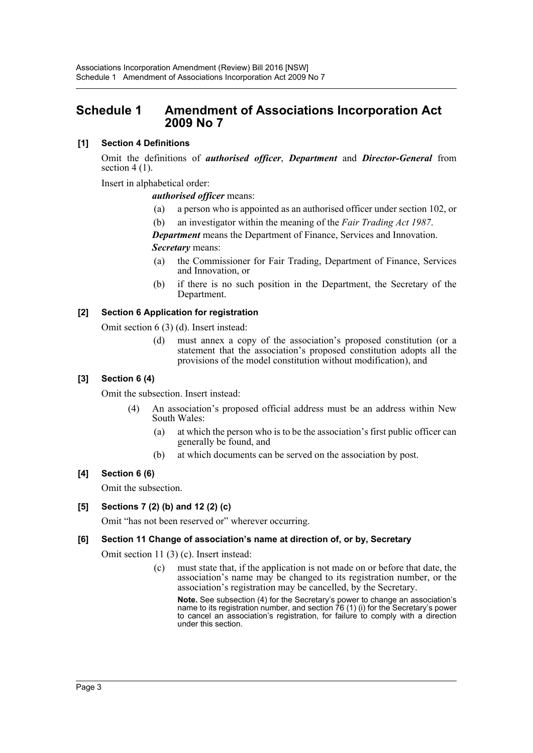# Schedule 1 Amendment of Associations Incorporation Act 2009 No 7

**[1] Section 4 Definitions**

Omit the definitions of ***authorised officer***, ***Department*** and ***Director-General*** from section 4 (1).

Insert in alphabetical order:

> ***authorised officer*** means:
>
> (a) a person who is appointed as an authorised officer under section 102, or
>
> (b) an investigator within the meaning of the *Fair Trading Act 1987*.
>
> ***Department*** means the Department of Finance, Services and Innovation.
>
> ***Secretary*** means:
>
> (a) the Commissioner for Fair Trading, Department of Finance, Services and Innovation, or
>
> (b) if there is no such position in the Department, the Secretary of the Department.

**[2] Section 6 Application for registration**

Omit section 6 (3) (d). Insert instead:

> (d) must annex a copy of the association's proposed constitution (or a statement that the association's proposed constitution adopts all the provisions of the model constitution without modification), and

**[3] Section 6 (4)**

Omit the subsection. Insert instead:

> (4) An association's proposed official address must be an address within New South Wales:
>
> (a) at which the person who is to be the association's first public officer can generally be found, and
>
> (b) at which documents can be served on the association by post.

**[4] Section 6 (6)**

Omit the subsection.

**[5] Sections 7 (2) (b) and 12 (2) (c)**

Omit "has not been reserved or" wherever occurring.

**[6] Section 11 Change of association's name at direction of, or by, Secretary**

Omit section 11 (3) (c). Insert instead:

> (c) must state that, if the application is not made on or before that date, the association's name may be changed to its registration number, or the association's registration may be cancelled, by the Secretary.
>
> **Note.** See subsection (4) for the Secretary's power to change an association's name to its registration number, and section 76 (1) (i) for the Secretary's power to cancel an association's registration, for failure to comply with a direction under this section.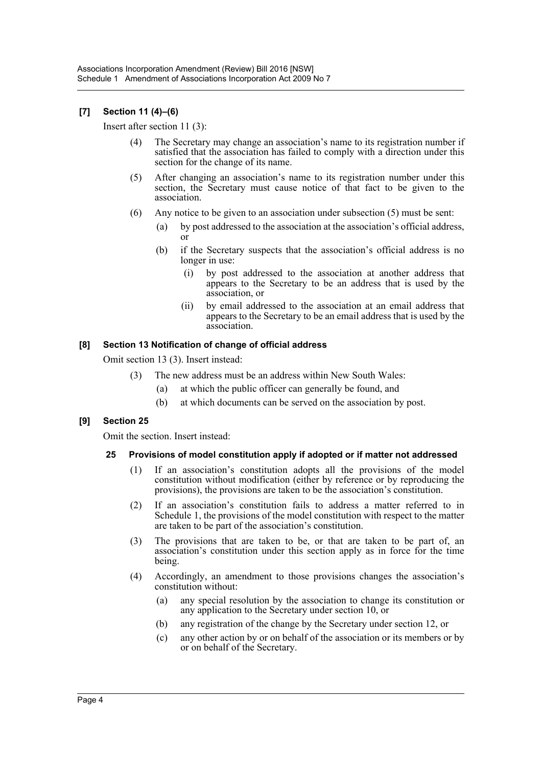**[7] Section 11 (4)–(6)**

Insert after section 11 (3):

(4) The Secretary may change an association's name to its registration number if satisfied that the association has failed to comply with a direction under this section for the change of its name.

(5) After changing an association's name to its registration number under this section, the Secretary must cause notice of that fact to be given to the association.

(6) Any notice to be given to an association under subsection (5) must be sent:

(a) by post addressed to the association at the association's official address, or

(b) if the Secretary suspects that the association's official address is no longer in use:

(i) by post addressed to the association at another address that appears to the Secretary to be an address that is used by the association, or

(ii) by email addressed to the association at an email address that appears to the Secretary to be an email address that is used by the association.

**[8] Section 13 Notification of change of official address**

Omit section 13 (3). Insert instead:

(3) The new address must be an address within New South Wales:

(a) at which the public officer can generally be found, and

(b) at which documents can be served on the association by post.

**[9] Section 25**

Omit the section. Insert instead:

**25 Provisions of model constitution apply if adopted or if matter not addressed**

(1) If an association's constitution adopts all the provisions of the model constitution without modification (either by reference or by reproducing the provisions), the provisions are taken to be the association's constitution.

(2) If an association's constitution fails to address a matter referred to in Schedule 1, the provisions of the model constitution with respect to the matter are taken to be part of the association's constitution.

(3) The provisions that are taken to be, or that are taken to be part of, an association's constitution under this section apply as in force for the time being.

(4) Accordingly, an amendment to those provisions changes the association's constitution without:

(a) any special resolution by the association to change its constitution or any application to the Secretary under section 10, or

(b) any registration of the change by the Secretary under section 12, or

(c) any other action by or on behalf of the association or its members or by or on behalf of the Secretary.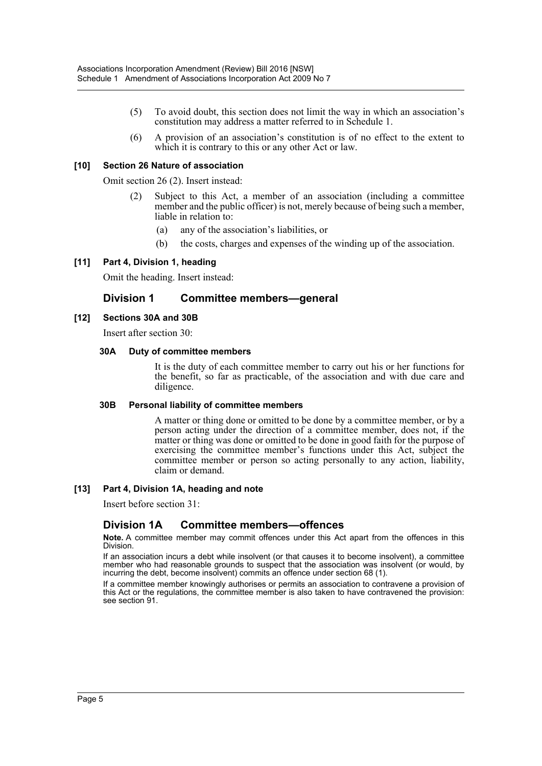(5) To avoid doubt, this section does not limit the way in which an association's constitution may address a matter referred to in Schedule 1.

(6) A provision of an association's constitution is of no effect to the extent to which it is contrary to this or any other Act or law.

### [10] Section 26 Nature of association

Omit section 26 (2). Insert instead:

(2) Subject to this Act, a member of an association (including a committee member and the public officer) is not, merely because of being such a member, liable in relation to:

(a) any of the association's liabilities, or

(b) the costs, charges and expenses of the winding up of the association.

### [11] Part 4, Division 1, heading

Omit the heading. Insert instead:

## Division 1 Committee members—general

### [12] Sections 30A and 30B

Insert after section 30:

#### 30A Duty of committee members

It is the duty of each committee member to carry out his or her functions for the benefit, so far as practicable, of the association and with due care and diligence.

#### 30B Personal liability of committee members

A matter or thing done or omitted to be done by a committee member, or by a person acting under the direction of a committee member, does not, if the matter or thing was done or omitted to be done in good faith for the purpose of exercising the committee member's functions under this Act, subject the committee member or person so acting personally to any action, liability, claim or demand.

### [13] Part 4, Division 1A, heading and note

Insert before section 31:

## Division 1A Committee members—offences

**Note.** A committee member may commit offences under this Act apart from the offences in this Division.

If an association incurs a debt while insolvent (or that causes it to become insolvent), a committee member who had reasonable grounds to suspect that the association was insolvent (or would, by incurring the debt, become insolvent) commits an offence under section 68 (1).

If a committee member knowingly authorises or permits an association to contravene a provision of this Act or the regulations, the committee member is also taken to have contravened the provision: see section 91.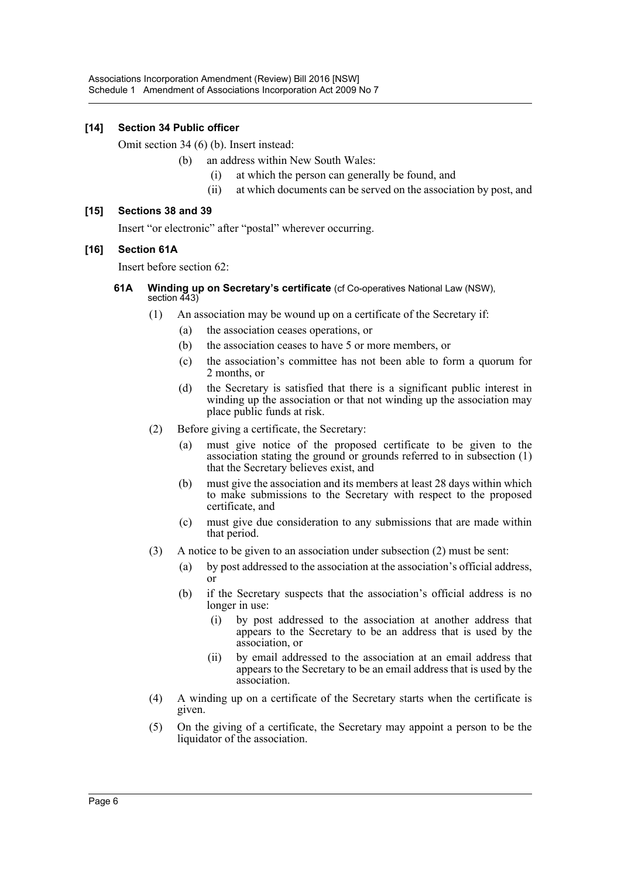### [14] Section 34 Public officer

Omit section 34 (6) (b). Insert instead:

- (b) an address within New South Wales:
  - (i) at which the person can generally be found, and
  - (ii) at which documents can be served on the association by post, and

### [15] Sections 38 and 39

Insert "or electronic" after "postal" wherever occurring.

### [16] Section 61A

Insert before section 62:

**61A Winding up on Secretary's certificate** (cf Co-operatives National Law (NSW), section 443)

(1) An association may be wound up on a certificate of the Secretary if:

- (a) the association ceases operations, or
- (b) the association ceases to have 5 or more members, or
- (c) the association's committee has not been able to form a quorum for 2 months, or
- (d) the Secretary is satisfied that there is a significant public interest in winding up the association or that not winding up the association may place public funds at risk.

(2) Before giving a certificate, the Secretary:

- (a) must give notice of the proposed certificate to be given to the association stating the ground or grounds referred to in subsection (1) that the Secretary believes exist, and
- (b) must give the association and its members at least 28 days within which to make submissions to the Secretary with respect to the proposed certificate, and
- (c) must give due consideration to any submissions that are made within that period.

(3) A notice to be given to an association under subsection (2) must be sent:

- (a) by post addressed to the association at the association's official address, or
- (b) if the Secretary suspects that the association's official address is no longer in use:
  - (i) by post addressed to the association at another address that appears to the Secretary to be an address that is used by the association, or
  - (ii) by email addressed to the association at an email address that appears to the Secretary to be an email address that is used by the association.

(4) A winding up on a certificate of the Secretary starts when the certificate is given.

(5) On the giving of a certificate, the Secretary may appoint a person to be the liquidator of the association.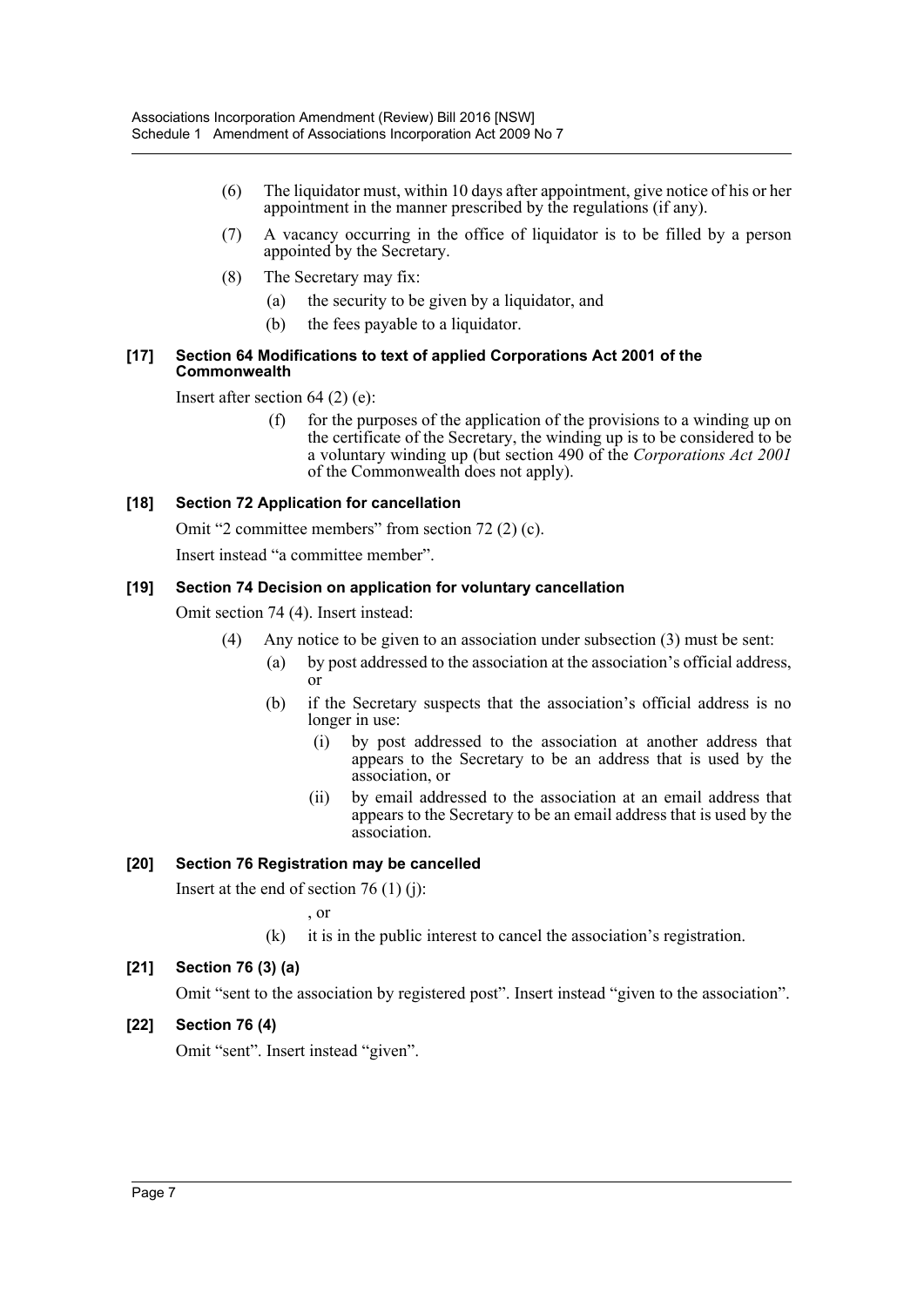(6) The liquidator must, within 10 days after appointment, give notice of his or her appointment in the manner prescribed by the regulations (if any).

(7) A vacancy occurring in the office of liquidator is to be filled by a person appointed by the Secretary.

(8) The Secretary may fix:

(a) the security to be given by a liquidator, and

(b) the fees payable to a liquidator.

#### [17] Section 64 Modifications to text of applied Corporations Act 2001 of the Commonwealth

Insert after section 64 (2) (e):

(f) for the purposes of the application of the provisions to a winding up on the certificate of the Secretary, the winding up is to be considered to be a voluntary winding up (but section 490 of the *Corporations Act 2001* of the Commonwealth does not apply).

#### [18] Section 72 Application for cancellation

Omit "2 committee members" from section 72 (2) (c).

Insert instead "a committee member".

#### [19] Section 74 Decision on application for voluntary cancellation

Omit section 74 (4). Insert instead:

(4) Any notice to be given to an association under subsection (3) must be sent:

(a) by post addressed to the association at the association's official address, or

(b) if the Secretary suspects that the association's official address is no longer in use:

(i) by post addressed to the association at another address that appears to the Secretary to be an address that is used by the association, or

(ii) by email addressed to the association at an email address that appears to the Secretary to be an email address that is used by the association.

#### [20] Section 76 Registration may be cancelled

Insert at the end of section 76 (1) (j):

, or

(k) it is in the public interest to cancel the association's registration.

#### [21] Section 76 (3) (a)

Omit "sent to the association by registered post". Insert instead "given to the association".

#### [22] Section 76 (4)

Omit "sent". Insert instead "given".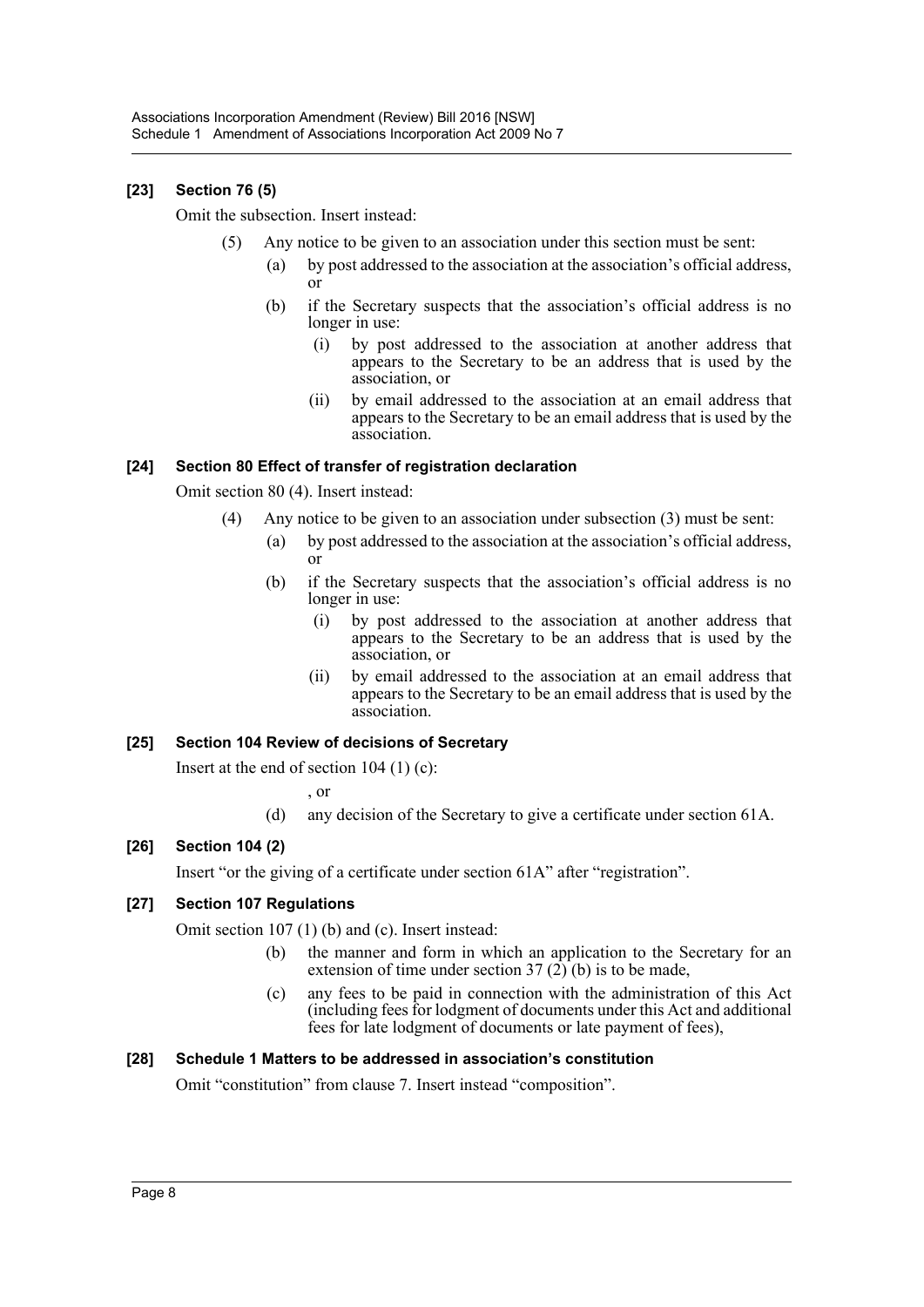**[23] Section 76 (5)**

Omit the subsection. Insert instead:

(5) Any notice to be given to an association under this section must be sent:

(a) by post addressed to the association at the association's official address, or

(b) if the Secretary suspects that the association's official address is no longer in use:

(i) by post addressed to the association at another address that appears to the Secretary to be an address that is used by the association, or

(ii) by email addressed to the association at an email address that appears to the Secretary to be an email address that is used by the association.

**[24] Section 80 Effect of transfer of registration declaration**

Omit section 80 (4). Insert instead:

(4) Any notice to be given to an association under subsection (3) must be sent:

(a) by post addressed to the association at the association's official address, or

(b) if the Secretary suspects that the association's official address is no longer in use:

(i) by post addressed to the association at another address that appears to the Secretary to be an address that is used by the association, or

(ii) by email addressed to the association at an email address that appears to the Secretary to be an email address that is used by the association.

**[25] Section 104 Review of decisions of Secretary**

Insert at the end of section 104 (1) (c):

, or

(d) any decision of the Secretary to give a certificate under section 61A.

**[26] Section 104 (2)**

Insert "or the giving of a certificate under section 61A" after "registration".

**[27] Section 107 Regulations**

Omit section 107 (1) (b) and (c). Insert instead:

(b) the manner and form in which an application to the Secretary for an extension of time under section 37 (2) (b) is to be made,

(c) any fees to be paid in connection with the administration of this Act (including fees for lodgment of documents under this Act and additional fees for late lodgment of documents or late payment of fees),

**[28] Schedule 1 Matters to be addressed in association's constitution**

Omit "constitution" from clause 7. Insert instead "composition".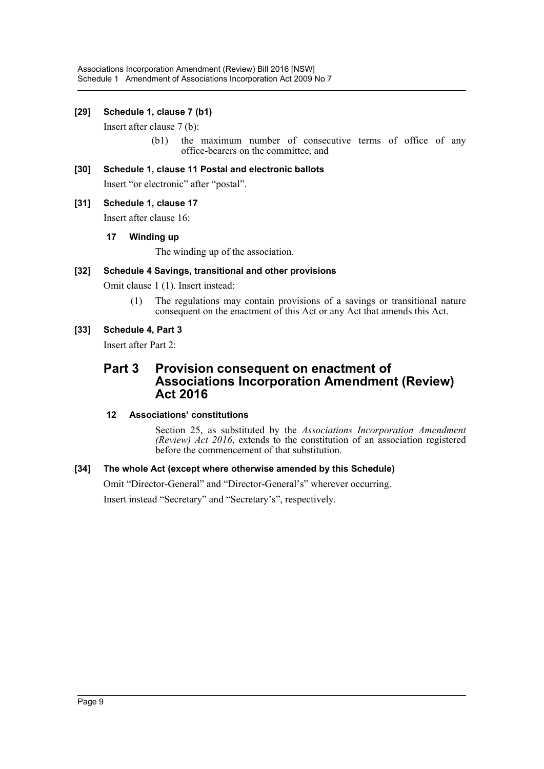**[29] Schedule 1, clause 7 (b1)**

Insert after clause 7 (b):

(b1) the maximum number of consecutive terms of office of any office-bearers on the committee, and

**[30] Schedule 1, clause 11 Postal and electronic ballots**

Insert "or electronic" after "postal".

**[31] Schedule 1, clause 17**

Insert after clause 16:

**17 Winding up**

The winding up of the association.

**[32] Schedule 4 Savings, transitional and other provisions**

Omit clause 1 (1). Insert instead:

(1) The regulations may contain provisions of a savings or transitional nature consequent on the enactment of this Act or any Act that amends this Act.

**[33] Schedule 4, Part 3**

Insert after Part 2:

## Part 3 Provision consequent on enactment of Associations Incorporation Amendment (Review) Act 2016

**12 Associations' constitutions**

Section 25, as substituted by the *Associations Incorporation Amendment (Review) Act 2016*, extends to the constitution of an association registered before the commencement of that substitution.

**[34] The whole Act (except where otherwise amended by this Schedule)**

Omit "Director-General" and "Director-General's" wherever occurring.

Insert instead "Secretary" and "Secretary's", respectively.